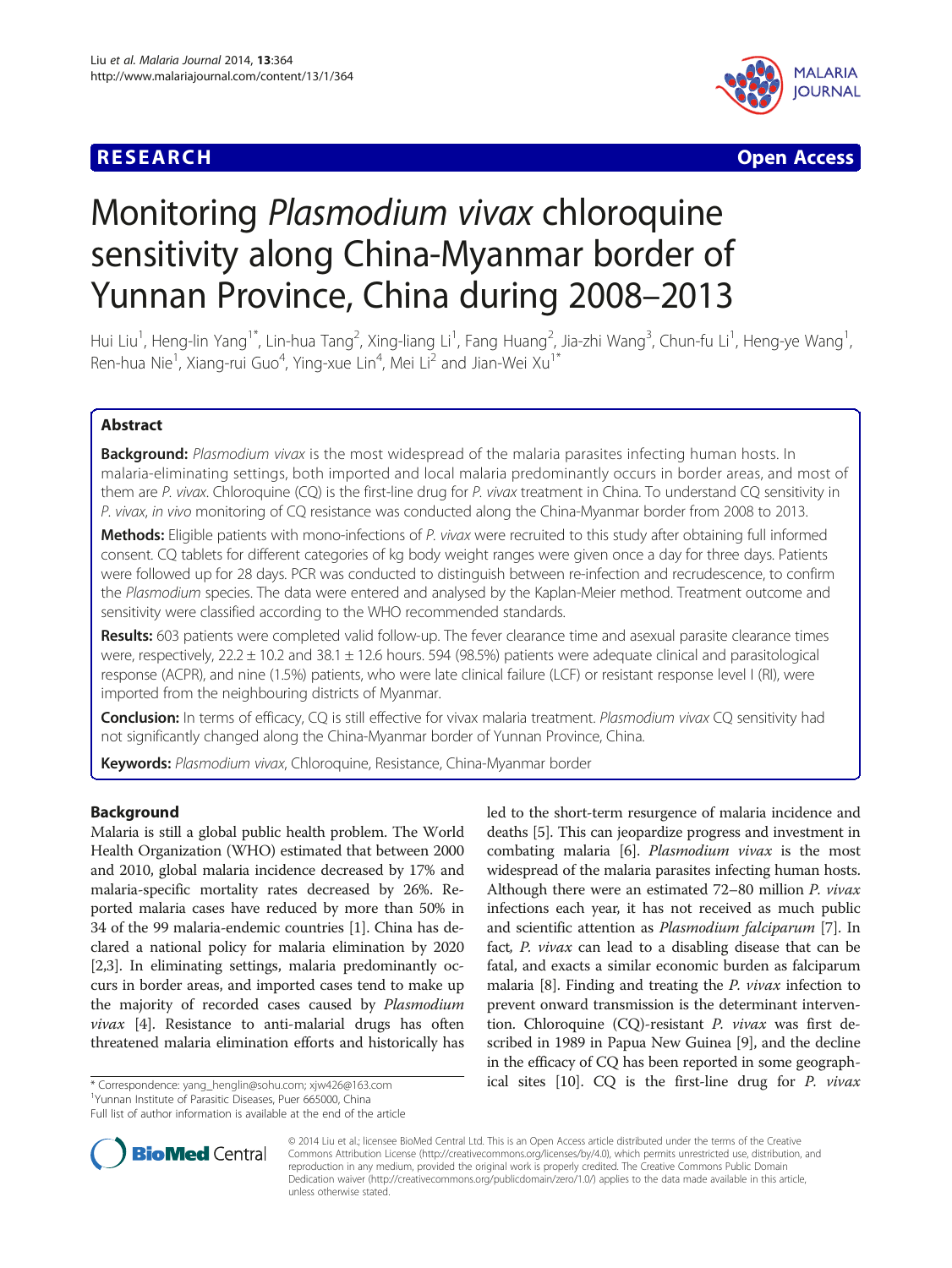RESEARCH Open Access

# Monitoring *Plasmodium vivax* chloroquine sensitivity along China-Myanmar border of Yunnan Province, China during 2008–2013

Hui Liu[1], Heng-lin Yang[1*], Lin-hua Tang[2], Xing-liang Li[1], Fang Huang[2], Jia-zhi Wang[3], Chun-fu Li[1], Heng-ye Wang[1], Ren-hua Nie[1], Xiang-rui Guo[4], Ying-xue Lin[4], Mei Li[2] and Jian-Wei Xu[1*]

## Abstract

**Background:** *Plasmodium vivax* is the most widespread of the malaria parasites infecting human hosts. In malaria-eliminating settings, both imported and local malaria predominantly occurs in border areas, and most of them are *P. vivax*. Chloroquine (CQ) is the first-line drug for *P. vivax* treatment in China. To understand CQ sensitivity in *P. vivax*, *in vivo* monitoring of CQ resistance was conducted along the China-Myanmar border from 2008 to 2013.

**Methods:** Eligible patients with mono-infections of *P. vivax* were recruited to this study after obtaining full informed consent. CQ tablets for different categories of kg body weight ranges were given once a day for three days. Patients were followed up for 28 days. PCR was conducted to distinguish between re-infection and recrudescence, to confirm the *Plasmodium* species. The data were entered and analysed by the Kaplan-Meier method. Treatment outcome and sensitivity were classified according to the WHO recommended standards.

**Results:** 603 patients were completed valid follow-up. The fever clearance time and asexual parasite clearance times were, respectively, 22.2 ± 10.2 and 38.1 ± 12.6 hours. 594 (98.5%) patients were adequate clinical and parasitological response (ACPR), and nine (1.5%) patients, who were late clinical failure (LCF) or resistant response level I (RI), were imported from the neighbouring districts of Myanmar.

**Conclusion:** In terms of efficacy, CQ is still effective for vivax malaria treatment. *Plasmodium vivax* CQ sensitivity had not significantly changed along the China-Myanmar border of Yunnan Province, China.

**Keywords:** *Plasmodium vivax*, Chloroquine, Resistance, China-Myanmar border

## Background

Malaria is still a global public health problem. The World Health Organization (WHO) estimated that between 2000 and 2010, global malaria incidence decreased by 17% and malaria-specific mortality rates decreased by 26%. Reported malaria cases have reduced by more than 50% in 34 of the 99 malaria-endemic countries [1]. China has declared a national policy for malaria elimination by 2020 [2,3]. In eliminating settings, malaria predominantly occurs in border areas, and imported cases tend to make up the majority of recorded cases caused by *Plasmodium vivax* [4]. Resistance to anti-malarial drugs has often threatened malaria elimination efforts and historically has led to the short-term resurgence of malaria incidence and deaths [5]. This can jeopardize progress and investment in combating malaria [6]. *Plasmodium vivax* is the most widespread of the malaria parasites infecting human hosts. Although there were an estimated 72–80 million *P. vivax* infections each year, it has not received as much public and scientific attention as *Plasmodium falciparum* [7]. In fact, *P. vivax* can lead to a disabling disease that can be fatal, and exacts a similar economic burden as falciparum malaria [8]. Finding and treating the *P. vivax* infection to prevent onward transmission is the determinant intervention. Chloroquine (CQ)-resistant *P. vivax* was first described in 1989 in Papua New Guinea [9], and the decline in the efficacy of CQ has been reported in some geographical sites [10]. CQ is the first-line drug for *P. vivax*

* Correspondence: yang_henglin@sohu.com; xjw426@163.com
[1]Yunnan Institute of Parasitic Diseases, Puer 665000, China
Full list of author information is available at the end of the article

© 2014 Liu et al.; licensee BioMed Central Ltd. This is an Open Access article distributed under the terms of the Creative Commons Attribution License (http://creativecommons.org/licenses/by/4.0), which permits unrestricted use, distribution, and reproduction in any medium, provided the original work is properly credited. The Creative Commons Public Domain Dedication waiver (http://creativecommons.org/publicdomain/zero/1.0/) applies to the data made available in this article, unless otherwise stated.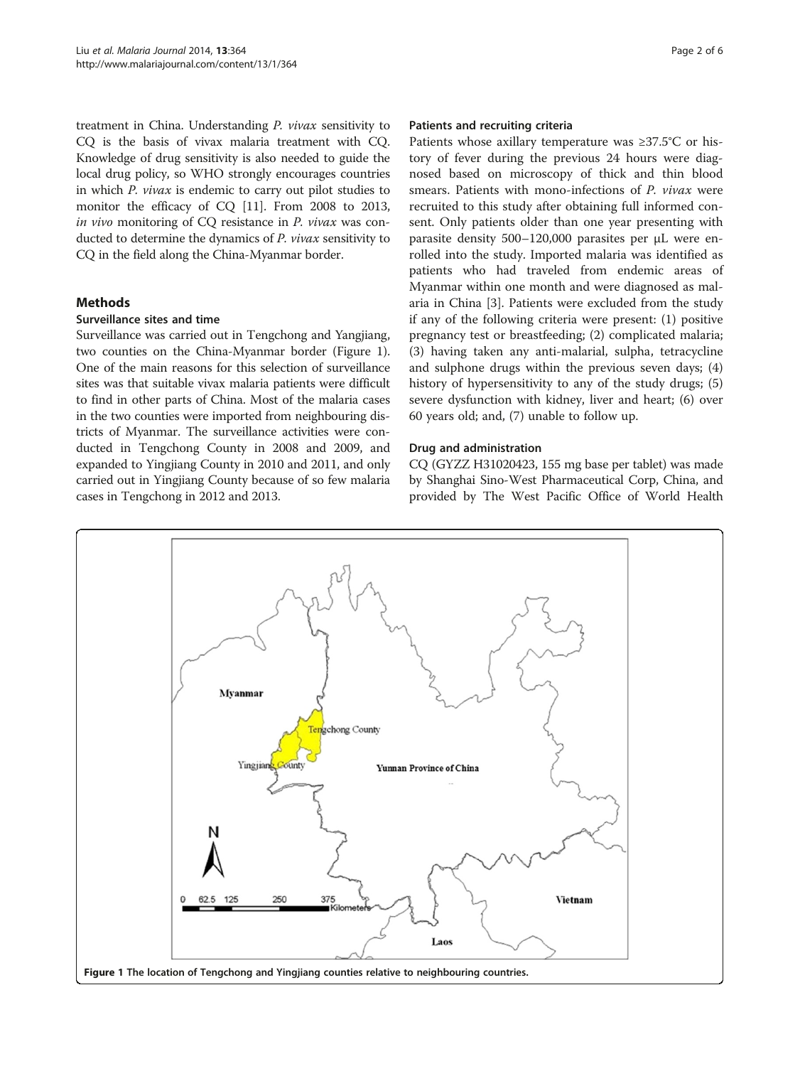treatment in China. Understanding *P. vivax* sensitivity to CQ is the basis of vivax malaria treatment with CQ. Knowledge of drug sensitivity is also needed to guide the local drug policy, so WHO strongly encourages countries in which *P. vivax* is endemic to carry out pilot studies to monitor the efficacy of CQ [11]. From 2008 to 2013, *in vivo* monitoring of CQ resistance in *P. vivax* was conducted to determine the dynamics of *P. vivax* sensitivity to CQ in the field along the China-Myanmar border.

## Methods

### Surveillance sites and time

Surveillance was carried out in Tengchong and Yangjiang, two counties on the China-Myanmar border (Figure 1). One of the main reasons for this selection of surveillance sites was that suitable vivax malaria patients were difficult to find in other parts of China. Most of the malaria cases in the two counties were imported from neighbouring districts of Myanmar. The surveillance activities were conducted in Tengchong County in 2008 and 2009, and expanded to Yingjiang County in 2010 and 2011, and only carried out in Yingjiang County because of so few malaria cases in Tengchong in 2012 and 2013.

### Patients and recruiting criteria

Patients whose axillary temperature was ≥37.5°C or history of fever during the previous 24 hours were diagnosed based on microscopy of thick and thin blood smears. Patients with mono-infections of *P. vivax* were recruited to this study after obtaining full informed consent. Only patients older than one year presenting with parasite density 500–120,000 parasites per μL were enrolled into the study. Imported malaria was identified as patients who had traveled from endemic areas of Myanmar within one month and were diagnosed as malaria in China [3]. Patients were excluded from the study if any of the following criteria were present: (1) positive pregnancy test or breastfeeding; (2) complicated malaria; (3) having taken any anti-malarial, sulpha, tetracycline and sulphone drugs within the previous seven days; (4) history of hypersensitivity to any of the study drugs; (5) severe dysfunction with kidney, liver and heart; (6) over 60 years old; and, (7) unable to follow up.

### Drug and administration

CQ (GYZZ H31020423, 155 mg base per tablet) was made by Shanghai Sino-West Pharmaceutical Corp, China, and provided by The West Pacific Office of World Health

**Figure 1** The location of Tengchong and Yingjiang counties relative to neighbouring countries.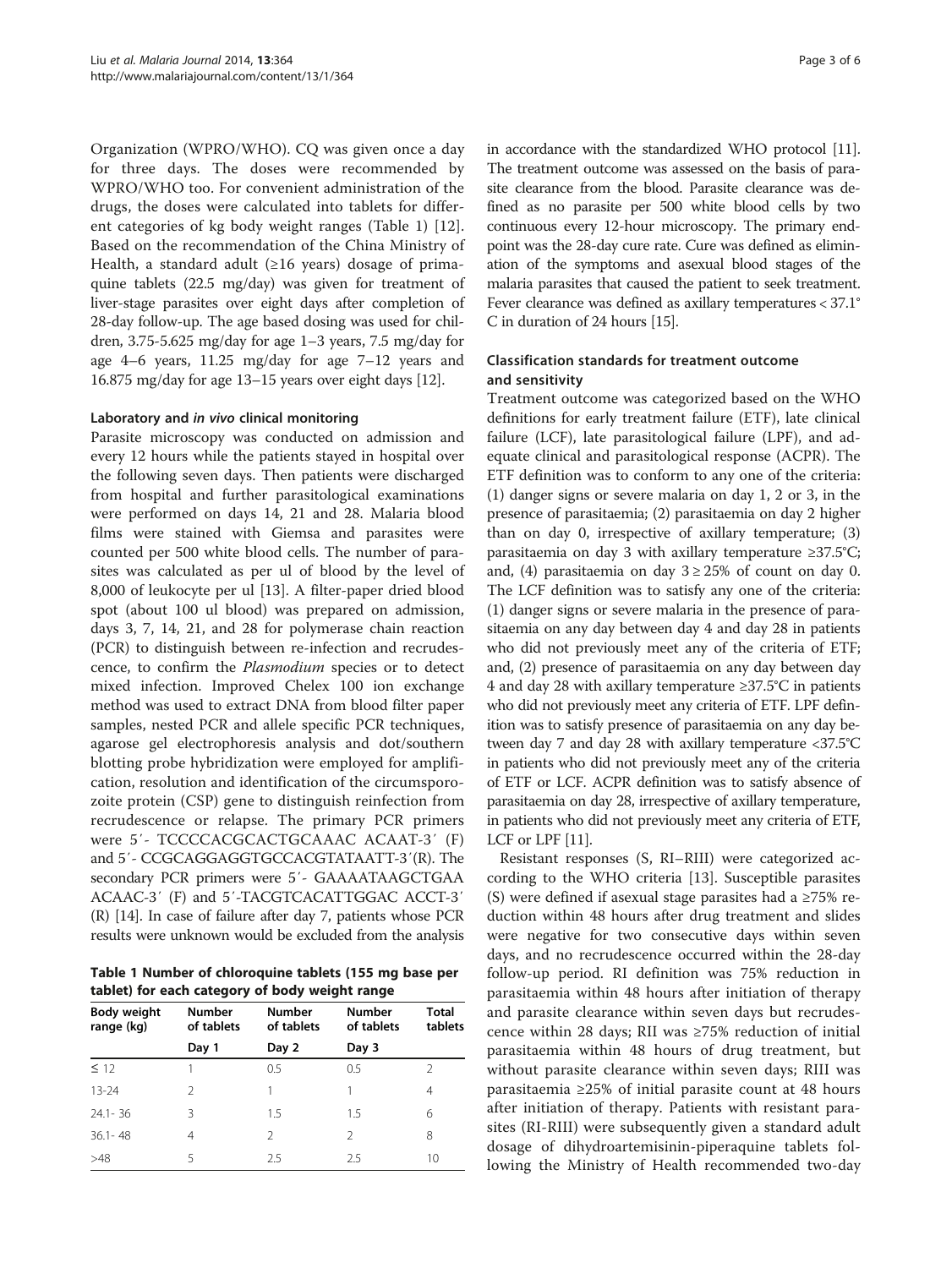Organization (WPRO/WHO). CQ was given once a day for three days. The doses were recommended by WPRO/WHO too. For convenient administration of the drugs, the doses were calculated into tablets for different categories of kg body weight ranges (Table 1) [12]. Based on the recommendation of the China Ministry of Health, a standard adult (≥16 years) dosage of primaquine tablets (22.5 mg/day) was given for treatment of liver-stage parasites over eight days after completion of 28-day follow-up. The age based dosing was used for children, 3.75-5.625 mg/day for age 1–3 years, 7.5 mg/day for age 4–6 years, 11.25 mg/day for age 7–12 years and 16.875 mg/day for age 13–15 years over eight days [12].

### Laboratory and *in vivo* clinical monitoring

Parasite microscopy was conducted on admission and every 12 hours while the patients stayed in hospital over the following seven days. Then patients were discharged from hospital and further parasitological examinations were performed on days 14, 21 and 28. Malaria blood films were stained with Giemsa and parasites were counted per 500 white blood cells. The number of parasites was calculated as per ul of blood by the level of 8,000 of leukocyte per ul [13]. A filter-paper dried blood spot (about 100 ul blood) was prepared on admission, days 3, 7, 14, 21, and 28 for polymerase chain reaction (PCR) to distinguish between re-infection and recrudescence, to confirm the *Plasmodium* species or to detect mixed infection. Improved Chelex 100 ion exchange method was used to extract DNA from blood filter paper samples, nested PCR and allele specific PCR techniques, agarose gel electrophoresis analysis and dot/southern blotting probe hybridization were employed for amplification, resolution and identification of the circumsporozoite protein (CSP) gene to distinguish reinfection from recrudescence or relapse. The primary PCR primers were 5′- TCCCCACGCACTGCAAAC ACAAT-3′ (F) and 5′- CCGCAGGAGGTGCCACGTATAATT-3′(R). The secondary PCR primers were 5′- GAAAATAAGCTGAA ACAAC-3′ (F) and 5′-TACGTCACATTGGAC ACCT-3′ (R) [14]. In case of failure after day 7, patients whose PCR results were unknown would be excluded from the analysis in accordance with the standardized WHO protocol [11]. The treatment outcome was assessed on the basis of parasite clearance from the blood. Parasite clearance was defined as no parasite per 500 white blood cells by two continuous every 12-hour microscopy. The primary endpoint was the 28-day cure rate. Cure was defined as elimination of the symptoms and asexual blood stages of the malaria parasites that caused the patient to seek treatment. Fever clearance was defined as axillary temperatures < 37.1°C in duration of 24 hours [15].

**Table 1 Number of chloroquine tablets (155 mg base per tablet) for each category of body weight range**

| Body weight range (kg) | Number of tablets | Number of tablets | Number of tablets | Total tablets |
|---|---|---|---|---|
| | Day 1 | Day 2 | Day 3 | |
| ≤ 12 | 1 | 0.5 | 0.5 | 2 |
| 13-24 | 2 | 1 | 1 | 4 |
| 24.1- 36 | 3 | 1.5 | 1.5 | 6 |
| 36.1- 48 | 4 | 2 | 2 | 8 |
| >48 | 5 | 2.5 | 2.5 | 10 |

### Classification standards for treatment outcome and sensitivity

Treatment outcome was categorized based on the WHO definitions for early treatment failure (ETF), late clinical failure (LCF), late parasitological failure (LPF), and adequate clinical and parasitological response (ACPR). The ETF definition was to conform to any one of the criteria: (1) danger signs or severe malaria on day 1, 2 or 3, in the presence of parasitaemia; (2) parasitaemia on day 2 higher than on day 0, irrespective of axillary temperature; (3) parasitaemia on day 3 with axillary temperature ≥37.5°C; and, (4) parasitaemia on day 3 ≥ 25% of count on day 0. The LCF definition was to satisfy any one of the criteria: (1) danger signs or severe malaria in the presence of parasitaemia on any day between day 4 and day 28 in patients who did not previously meet any of the criteria of ETF; and, (2) presence of parasitaemia on any day between day 4 and day 28 with axillary temperature ≥37.5°C in patients who did not previously meet any criteria of ETF. LPF definition was to satisfy presence of parasitaemia on any day between day 7 and day 28 with axillary temperature <37.5°C in patients who did not previously meet any of the criteria of ETF or LCF. ACPR definition was to satisfy absence of parasitaemia on day 28, irrespective of axillary temperature, in patients who did not previously meet any criteria of ETF, LCF or LPF [11].

Resistant responses (S, RI–RIII) were categorized according to the WHO criteria [13]. Susceptible parasites (S) were defined if asexual stage parasites had a ≥75% reduction within 48 hours after drug treatment and slides were negative for two consecutive days within seven days, and no recrudescence occurred within the 28-day follow-up period. RI definition was 75% reduction in parasitaemia within 48 hours after initiation of therapy and parasite clearance within seven days but recrudescence within 28 days; RII was ≥75% reduction of initial parasitaemia within 48 hours of drug treatment, but without parasite clearance within seven days; RIII was parasitaemia ≥25% of initial parasite count at 48 hours after initiation of therapy. Patients with resistant parasites (RI-RIII) were subsequently given a standard adult dosage of dihydroartemisinin-piperaquine tablets following the Ministry of Health recommended two-day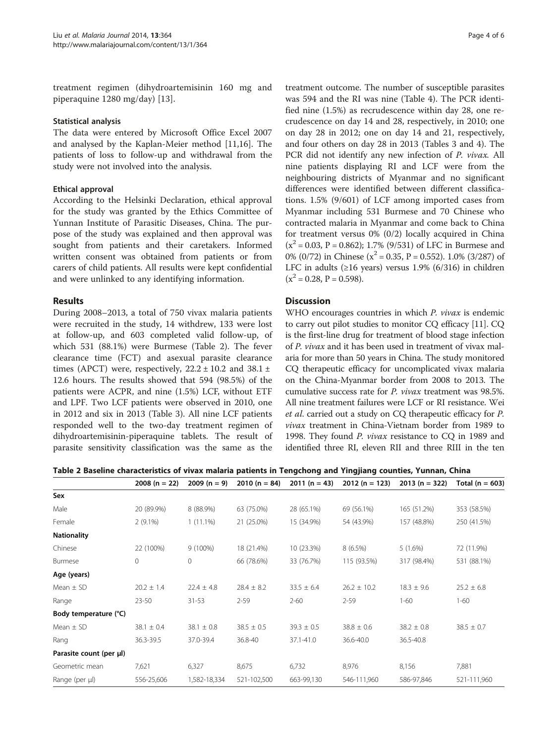treatment regimen (dihydroartemisinin 160 mg and piperaquine 1280 mg/day) [13].

### Statistical analysis

The data were entered by Microsoft Office Excel 2007 and analysed by the Kaplan-Meier method [11,16]. The patients of loss to follow-up and withdrawal from the study were not involved into the analysis.

### Ethical approval

According to the Helsinki Declaration, ethical approval for the study was granted by the Ethics Committee of Yunnan Institute of Parasitic Diseases, China. The purpose of the study was explained and then approval was sought from patients and their caretakers. Informed written consent was obtained from patients or from carers of child patients. All results were kept confidential and were unlinked to any identifying information.

## Results

During 2008–2013, a total of 750 vivax malaria patients were recruited in the study, 14 withdrew, 133 were lost at follow-up, and 603 completed valid follow-up, of which 531 (88.1%) were Burmese (Table 2). The fever clearance time (FCT) and asexual parasite clearance times (APCT) were, respectively, 22.2 ± 10.2 and 38.1 ± 12.6 hours. The results showed that 594 (98.5%) of the patients were ACPR, and nine (1.5%) LCF, without ETF and LPF. Two LCF patients were observed in 2010, one in 2012 and six in 2013 (Table 3). All nine LCF patients responded well to the two-day treatment regimen of dihydroartemisinin-piperaquine tablets. The result of parasite sensitivity classification was the same as the treatment outcome. The number of susceptible parasites was 594 and the RI was nine (Table 4). The PCR identified nine (1.5%) as recrudescence within day 28, one recrudescence on day 14 and 28, respectively, in 2010; one on day 28 in 2012; one on day 14 and 21, respectively, and four others on day 28 in 2013 (Tables 3 and 4). The PCR did not identify any new infection of *P. vivax*. All nine patients displaying RI and LCF were from the neighbouring districts of Myanmar and no significant differences were identified between different classifications. 1.5% (9/601) of LCF among imported cases from Myanmar including 531 Burmese and 70 Chinese who contracted malaria in Myanmar and come back to China for treatment versus 0% (0/2) locally acquired in China ($x^2 = 0.03$, P = 0.862); 1.7% (9/531) of LFC in Burmese and 0% (0/72) in Chinese ($x^2 = 0.35$, P = 0.552). 1.0% (3/287) of LFC in adults (≥16 years) versus 1.9% (6/316) in children ($x^2 = 0.28$, P = 0.598).

## Discussion

WHO encourages countries in which *P. vivax* is endemic to carry out pilot studies to monitor CQ efficacy [11]. CQ is the first-line drug for treatment of blood stage infection of *P. vivax* and it has been used in treatment of vivax malaria for more than 50 years in China. The study monitored CQ therapeutic efficacy for uncomplicated vivax malaria on the China-Myanmar border from 2008 to 2013. The cumulative success rate for *P. vivax* treatment was 98.5%. All nine treatment failures were LCF or RI resistance. Wei *et al*. carried out a study on CQ therapeutic efficacy for *P. vivax* treatment in China-Vietnam border from 1989 to 1998. They found *P. vivax* resistance to CQ in 1989 and identified three RI, eleven RII and three RIII in the ten

**Table 2 Baseline characteristics of vivax malaria patients in Tengchong and Yingjiang counties, Yunnan, China**

| | 2008 (n = 22) | 2009 (n = 9) | 2010 (n = 84) | 2011 (n = 43) | 2012 (n = 123) | 2013 (n = 322) | Total (n = 603) |
|---|---|---|---|---|---|---|---|
| **Sex** | | | | | | | |
| Male | 20 (89.9%) | 8 (88.9%) | 63 (75.0%) | 28 (65.1%) | 69 (56.1%) | 165 (51.2%) | 353 (58.5%) |
| Female | 2 (9.1%) | 1 (11.1%) | 21 (25.0%) | 15 (34.9%) | 54 (43.9%) | 157 (48.8%) | 250 (41.5%) |
| **Nationality** | | | | | | | |
| Chinese | 22 (100%) | 9 (100%) | 18 (21.4%) | 10 (23.3%) | 8 (6.5%) | 5 (1.6%) | 72 (11.9%) |
| Burmese | 0 | 0 | 66 (78.6%) | 33 (76.7%) | 115 (93.5%) | 317 (98.4%) | 531 (88.1%) |
| **Age (years)** | | | | | | | |
| Mean ± SD | 20.2 ± 1.4 | 22.4 ± 4.8 | 28.4 ± 8.2 | 33.5 ± 6.4 | 26.2 ± 10.2 | 18.3 ± 9.6 | 25.2 ± 6.8 |
| Range | 23-50 | 31-53 | 2-59 | 2-60 | 2-59 | 1-60 | 1-60 |
| **Body temperature (°C)** | | | | | | | |
| Mean ± SD | 38.1 ± 0.4 | 38.1 ± 0.8 | 38.5 ± 0.5 | 39.3 ± 0.5 | 38.8 ± 0.6 | 38.2 ± 0.8 | 38.5 ± 0.7 |
| Rang | 36.3-39.5 | 37.0-39.4 | 36.8-40 | 37.1-41.0 | 36.6-40.0 | 36.5-40.8 | |
| **Parasite count (per μl)** | | | | | | | |
| Geometric mean | 7,621 | 6,327 | 8,675 | 6,732 | 8,976 | 8,156 | 7,881 |
| Range (per μl) | 556-25,606 | 1,582-18,334 | 521-102,500 | 663-99,130 | 546-111,960 | 586-97,846 | 521-111,960 |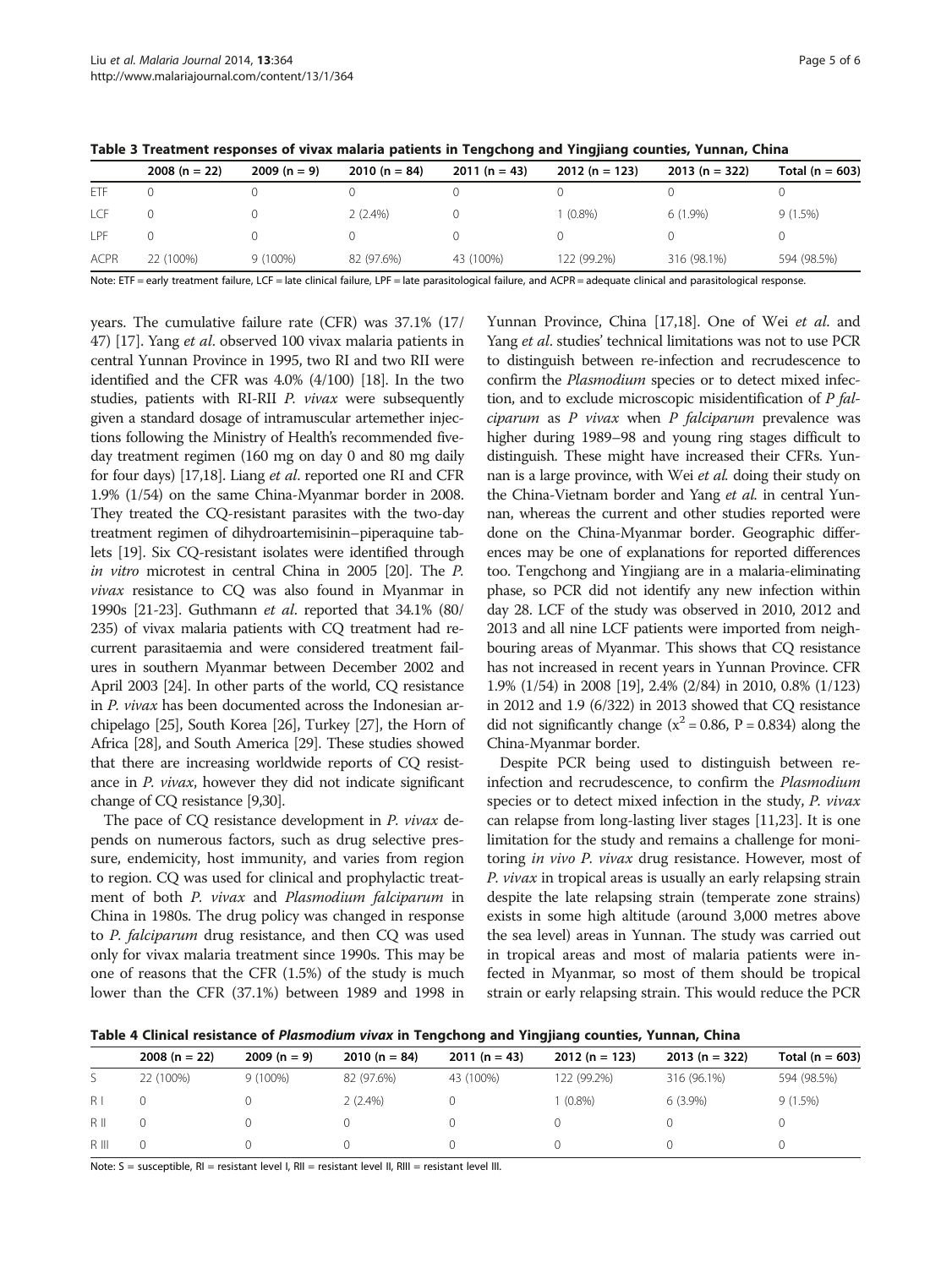**Table 3 Treatment responses of vivax malaria patients in Tengchong and Yingjiang counties, Yunnan, China**

| | 2008 (n = 22) | 2009 (n = 9) | 2010 (n = 84) | 2011 (n = 43) | 2012 (n = 123) | 2013 (n = 322) | Total (n = 603) |
|---|---|---|---|---|---|---|---|
| ETF | 0 | 0 | 0 | 0 | 0 | 0 | 0 |
| LCF | 0 | 0 | 2 (2.4%) | 0 | 1 (0.8%) | 6 (1.9%) | 9 (1.5%) |
| LPF | 0 | 0 | 0 | 0 | 0 | 0 | 0 |
| ACPR | 22 (100%) | 9 (100%) | 82 (97.6%) | 43 (100%) | 122 (99.2%) | 316 (98.1%) | 594 (98.5%) |

Note: ETF = early treatment failure, LCF = late clinical failure, LPF = late parasitological failure, and ACPR = adequate clinical and parasitological response.

years. The cumulative failure rate (CFR) was 37.1% (17/47) [17]. Yang *et al*. observed 100 vivax malaria patients in central Yunnan Province in 1995, two RI and two RII were identified and the CFR was 4.0% (4/100) [18]. In the two studies, patients with RI-RII *P. vivax* were subsequently given a standard dosage of intramuscular artemether injections following the Ministry of Health's recommended five-day treatment regimen (160 mg on day 0 and 80 mg daily for four days) [17,18]. Liang *et al*. reported one RI and CFR 1.9% (1/54) on the same China-Myanmar border in 2008. They treated the CQ-resistant parasites with the two-day treatment regimen of dihydroartemisinin–piperaquine tablets [19]. Six CQ-resistant isolates were identified through *in vitro* microtest in central China in 2005 [20]. The *P. vivax* resistance to CQ was also found in Myanmar in 1990s [21-23]. Guthmann *et al*. reported that 34.1% (80/235) of vivax malaria patients with CQ treatment had recurrent parasitaemia and were considered treatment failures in southern Myanmar between December 2002 and April 2003 [24]. In other parts of the world, CQ resistance in *P. vivax* has been documented across the Indonesian archipelago [25], South Korea [26], Turkey [27], the Horn of Africa [28], and South America [29]. These studies showed that there are increasing worldwide reports of CQ resistance in *P. vivax*, however they did not indicate significant change of CQ resistance [9,30].

The pace of CQ resistance development in *P. vivax* depends on numerous factors, such as drug selective pressure, endemicity, host immunity, and varies from region to region. CQ was used for clinical and prophylactic treatment of both *P. vivax* and *Plasmodium falciparum* in China in 1980s. The drug policy was changed in response to *P. falciparum* drug resistance, and then CQ was used only for vivax malaria treatment since 1990s. This may be one of reasons that the CFR (1.5%) of the study is much lower than the CFR (37.1%) between 1989 and 1998 in Yunnan Province, China [17,18]. One of Wei *et al*. and Yang *et al*. studies' technical limitations was not to use PCR to distinguish between re-infection and recrudescence to confirm the *Plasmodium* species or to detect mixed infection, and to exclude microscopic misidentification of *P falciparum* as *P vivax* when *P falciparum* prevalence was higher during 1989–98 and young ring stages difficult to distinguish. These might have increased their CFRs. Yunnan is a large province, with Wei *et al.* doing their study on the China-Vietnam border and Yang *et al.* in central Yunnan, whereas the current and other studies reported were done on the China-Myanmar border. Geographic differences may be one of explanations for reported differences too. Tengchong and Yingjiang are in a malaria-eliminating phase, so PCR did not identify any new infection within day 28. LCF of the study was observed in 2010, 2012 and 2013 and all nine LCF patients were imported from neighbouring areas of Myanmar. This shows that CQ resistance has not increased in recent years in Yunnan Province. CFR 1.9% (1/54) in 2008 [19], 2.4% (2/84) in 2010, 0.8% (1/123) in 2012 and 1.9 (6/322) in 2013 showed that CQ resistance did not significantly change ($x^2 = 0.86$, $P = 0.834$) along the China-Myanmar border.

Despite PCR being used to distinguish between re-infection and recrudescence, to confirm the *Plasmodium* species or to detect mixed infection in the study, *P. vivax* can relapse from long-lasting liver stages [11,23]. It is one limitation for the study and remains a challenge for monitoring *in vivo P. vivax* drug resistance. However, most of *P. vivax* in tropical areas is usually an early relapsing strain despite the late relapsing strain (temperate zone strains) exists in some high altitude (around 3,000 metres above the sea level) areas in Yunnan. The study was carried out in tropical areas and most of malaria patients were infected in Myanmar, so most of them should be tropical strain or early relapsing strain. This would reduce the PCR

**Table 4 Clinical resistance of *Plasmodium vivax* in Tengchong and Yingjiang counties, Yunnan, China**

| | 2008 (n = 22) | 2009 (n = 9) | 2010 (n = 84) | 2011 (n = 43) | 2012 (n = 123) | 2013 (n = 322) | Total (n = 603) |
|---|---|---|---|---|---|---|---|
| S | 22 (100%) | 9 (100%) | 82 (97.6%) | 43 (100%) | 122 (99.2%) | 316 (96.1%) | 594 (98.5%) |
| R I | 0 | 0 | 2 (2.4%) | 0 | 1 (0.8%) | 6 (3.9%) | 9 (1.5%) |
| R II | 0 | 0 | 0 | 0 | 0 | 0 | 0 |
| R III | 0 | 0 | 0 | 0 | 0 | 0 | 0 |

Note: S = susceptible, RI = resistant level I, RII = resistant level II, RIII = resistant level III.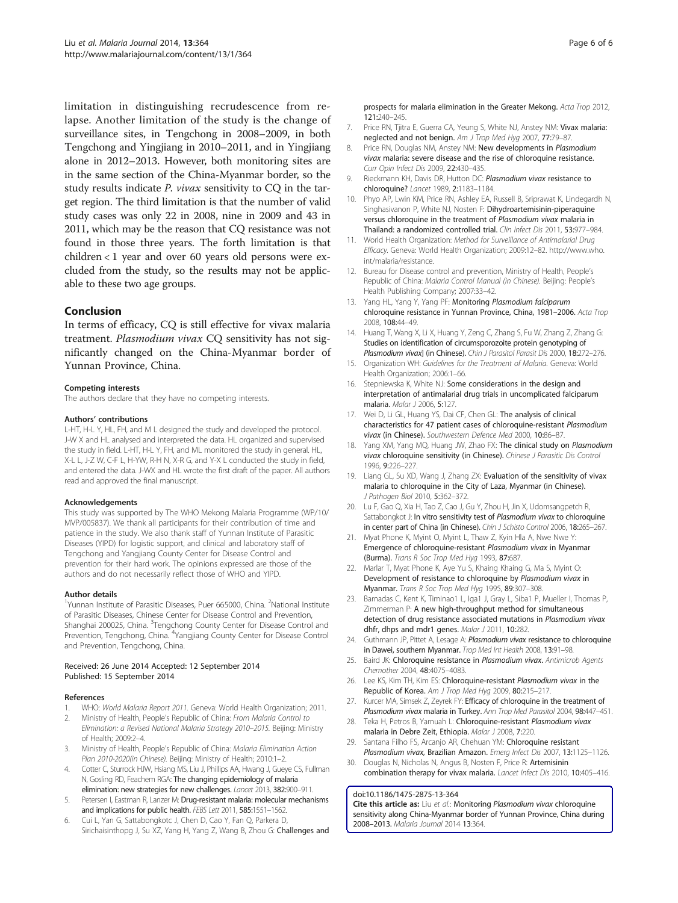limitation in distinguishing recrudescence from relapse. Another limitation of the study is the change of surveillance sites, in Tengchong in 2008–2009, in both Tengchong and Yingjiang in 2010–2011, and in Yingjiang alone in 2012–2013. However, both monitoring sites are in the same section of the China-Myanmar border, so the study results indicate *P. vivax* sensitivity to CQ in the target region. The third limitation is that the number of valid study cases was only 22 in 2008, nine in 2009 and 43 in 2011, which may be the reason that CQ resistance was not found in those three years. The forth limitation is that children < 1 year and over 60 years old persons were excluded from the study, so the results may not be applicable to these two age groups.

## Conclusion

In terms of efficacy, CQ is still effective for vivax malaria treatment. *Plasmodium vivax* CQ sensitivity has not significantly changed on the China-Myanmar border of Yunnan Province, China.

#### Competing interests

The authors declare that they have no competing interests.

#### Authors' contributions

L-HT, H-L Y, HL, FH, and M L designed the study and developed the protocol. J-W X and HL analysed and interpreted the data. HL organized and supervised the study in field. L-HT, H-L Y, FH, and ML monitored the study in general. HL, X-L L, J-Z W, C-F L, H-YW, R-H N, X-R G, and Y-X L conducted the study in field, and entered the data. J-WX and HL wrote the first draft of the paper. All authors read and approved the final manuscript.

#### Acknowledgements

This study was supported by The WHO Mekong Malaria Programme (WP/10/MVP/005837). We thank all participants for their contribution of time and patience in the study. We also thank staff of Yunnan Institute of Parasitic Diseases (YIPD) for logistic support, and clinical and laboratory staff of Tengchong and Yangjiang County Center for Disease Control and prevention for their hard work. The opinions expressed are those of the authors and do not necessarily reflect those of WHO and YIPD.

#### Author details

[1]Yunnan Institute of Parasitic Diseases, Puer 665000, China. [2]National Institute of Parasitic Diseases, Chinese Center for Disease Control and Prevention, Shanghai 200025, China. [3]Tengchong County Center for Disease Control and Prevention, Tengchong, China. [4]Yangjiang County Center for Disease Control and Prevention, Tengchong, China.

Received: 26 June 2014 Accepted: 12 September 2014
Published: 15 September 2014

#### References

1. WHO: *World Malaria Report 2011*. Geneva: World Health Organization; 2011.
2. Ministry of Health, People's Republic of China: *From Malaria Control to Elimination: a Revised National Malaria Strategy 2010–2015*. Beijing: Ministry of Health; 2009:2–4.
3. Ministry of Health, People's Republic of China: *Malaria Elimination Action Plan 2010-2020(in Chinese)*. Beijing: Ministry of Health; 2010:1–2.
4. Cotter C, Sturrock HJW, Hsiang MS, Liu J, Phillips AA, Hwang J, Gueye CS, Fullman N, Gosling RD, Feachem RGA: **The changing epidemiology of malaria elimination: new strategies for new challenges.** *Lancet* 2013, **382:**900–911.
5. Petersen I, Eastman R, Lanzer M: **Drug-resistant malaria: molecular mechanisms and implications for public health.** *FEBS Lett* 2011, **585:**1551–1562.
6. Cui L, Yan G, Sattabongkot J, Chen D, Cao Y, Fan Q, Parkera D, Sirichaisinthopg J, Su XZ, Yang H, Yang Z, Wang B, Zhou G: **Challenges and prospects for malaria elimination in the Greater Mekong.** *Acta Trop* 2012, **121:**240–245.
7. Price RN, Tjitra E, Guerra CA, Yeung S, White NJ, Anstey NM: **Vivax malaria: neglected and not benign.** *Am J Trop Med Hyg* 2007, **77:**79–87.
8. Price RN, Douglas NM, Anstey NM: **New developments in *Plasmodium vivax* malaria: severe disease and the rise of chloroquine resistance.** *Curr Opin Infect Dis* 2009, **22:**430–435.
9. Rieckmann KH, Davis DR, Hutton DC: ***Plasmodium vivax* resistance to chloroquine?** *Lancet* 1989, **2:**1183–1184.
10. Phyo AP, Lwin KM, Price RN, Ashley EA, Russell B, Sriprawat K, Lindegardh N, Singhasivanon P, White NJ, Nosten F: **Dihydroartemisinin-piperaquine versus chloroquine in the treatment of *Plasmodium vivax* malaria in Thailand: a randomized controlled trial.** *Clin Infect Dis* 2011, **53:**977–984.
11. World Health Organization: *Method for Surveillance of Antimalarial Drug Efficacy*. Geneva: World Health Organization; 2009:12–82. http://www.who.int/malaria/resistance.
12. Bureau for Disease control and prevention, Ministry of Health, People's Republic of China: *Malaria Control Manual (in Chinese)*. Beijing: People's Health Publishing Company; 2007:33–42.
13. Yang HL, Yang Y, Yang PF: **Monitoring *Plasmodium falciparum* chloroquine resistance in Yunnan Province, China, 1981–2006.** *Acta Trop* 2008, **108:**44–49.
14. Huang T, Wang X, Li X, Huang Y, Zeng C, Zhang S, Fu W, Zhang Z, Zhang G: **Studies on identification of circumsporozoite protein genotyping of *Plasmodium vivax*] (in Chinese).** *Chin J Parasitol Parasit Dis* 2000, **18:**272–276.
15. Organization WH: *Guidelines for the Treatment of Malaria*. Geneva: World Health Organization; 2006:1–66.
16. Stepniewska K, White NJ: **Some considerations in the design and interpretation of antimalarial drug trials in uncomplicated falciparum malaria.** *Malar J* 2006, **5:**127.
17. Wei D, Li GL, Huang YS, Dai CF, Chen GL: **The analysis of clinical characteristics for 47 patient cases of chloroquine-resistant *Plasmodium vivax* (in Chinese).** *Southwestern Defence Med* 2000, **10:**86–87.
18. Yang XM, Yang MQ, Huang JW, Zhao FX: **The clinical study on *Plasmodium vivax* chloroquine sensitivity (in Chinese).** *Chinese J Parasitic Dis Control* 1996, **9:**226–227.
19. Liang GL, Su XD, Wang J, Zhang ZX: **Evaluation of the sensitivity of vivax malaria to chloroquine in the City of Laza, Myanmar (in Chinese).** *J Pathogen Biol* 2010, **5:**362–372.
20. Lu F, Gao Q, Xia H, Tao Z, Cao J, Gu Y, Zhou H, Jin X, Udomsangpetch R, Sattabongkot J: **In vitro sensitivity test of *Plasmodium vivax* to chloroquine in center part of China (in Chinese).** *Chin J Schisto Control* 2006, **18:**265–267.
21. Myat Phone K, Myint O, Myint L, Thaw Z, Kyin Hla A, Nwe Nwe Y: **Emergence of chloroquine-resistant *Plasmodium vivax* in Myanmar (Burma).** *Trans R Soc Trop Med Hyg* 1993, **87:**687.
22. Marlar T, Myat Phone K, Aye Yu S, Khaing Khaing G, Ma S, Myint O: **Development of resistance to chloroquine by *Plasmodium vivax* in Myanmar.** *Trans R Soc Trop Med Hyg* 1995, **89:**307–308.
23. Barnadas C, Kent K, Timinao1 L, Iga1 J, Gray L, Siba1 P, Mueller I, Thomas P, Zimmerman P: **A new high-throughput method for simultaneous detection of drug resistance associated mutations in *Plasmodium vivax* dhfr, dhps and mdr1 genes.** *Malar J* 2011, **10:**282.
24. Guthmann JP, Pittet A, Lesage A: ***Plasmodium vivax* resistance to chloroquine in Dawei, southern Myanmar.** *Trop Med Int Health* 2008, **13:**91–98.
25. Baird JK: **Chloroquine resistance in *Plasmodium vivax*.** *Antimicrob Agents Chemother* 2004, **48:**4075–4083.
26. Lee KS, Kim TH, Kim ES: **Chloroquine-resistant *Plasmodium vivax* in the Republic of Korea.** *Am J Trop Med Hyg* 2009, **80:**215–217.
27. Kurcer MA, Simsek Z, Zeyrek FY: **Efficacy of chloroquine in the treatment of *Plasmodium vivax* malaria in Turkey.** *Ann Trop Med Parasitol* 2004, **98:**447–451.
28. Teka H, Petros B, Yamuah L: **Chloroquine-resistant *Plasmodium vivax* malaria in Debre Zeit, Ethiopia.** *Malar J* 2008, **7:**220.
29. Santana Filho FS, Arcanjo AR, Chehuan YM: **Chloroquine resistant *Plasmodium vivax*, Brazilian Amazon.** *Emerg Infect Dis* 2007, **13:**1125–1126.
30. Douglas N, Nicholas N, Angus B, Nosten F, Price R: **Artemisinin combination therapy for vivax malaria.** *Lancet Infect Dis* 2010, **10:**405–416.

doi:10.1186/1475-2875-13-364
**Cite this article as:** Liu *et al.*: Monitoring *Plasmodium vivax* chloroquine sensitivity along China-Myanmar border of Yunnan Province, China during 2008–2013. *Malaria Journal* 2014 **13**:364.